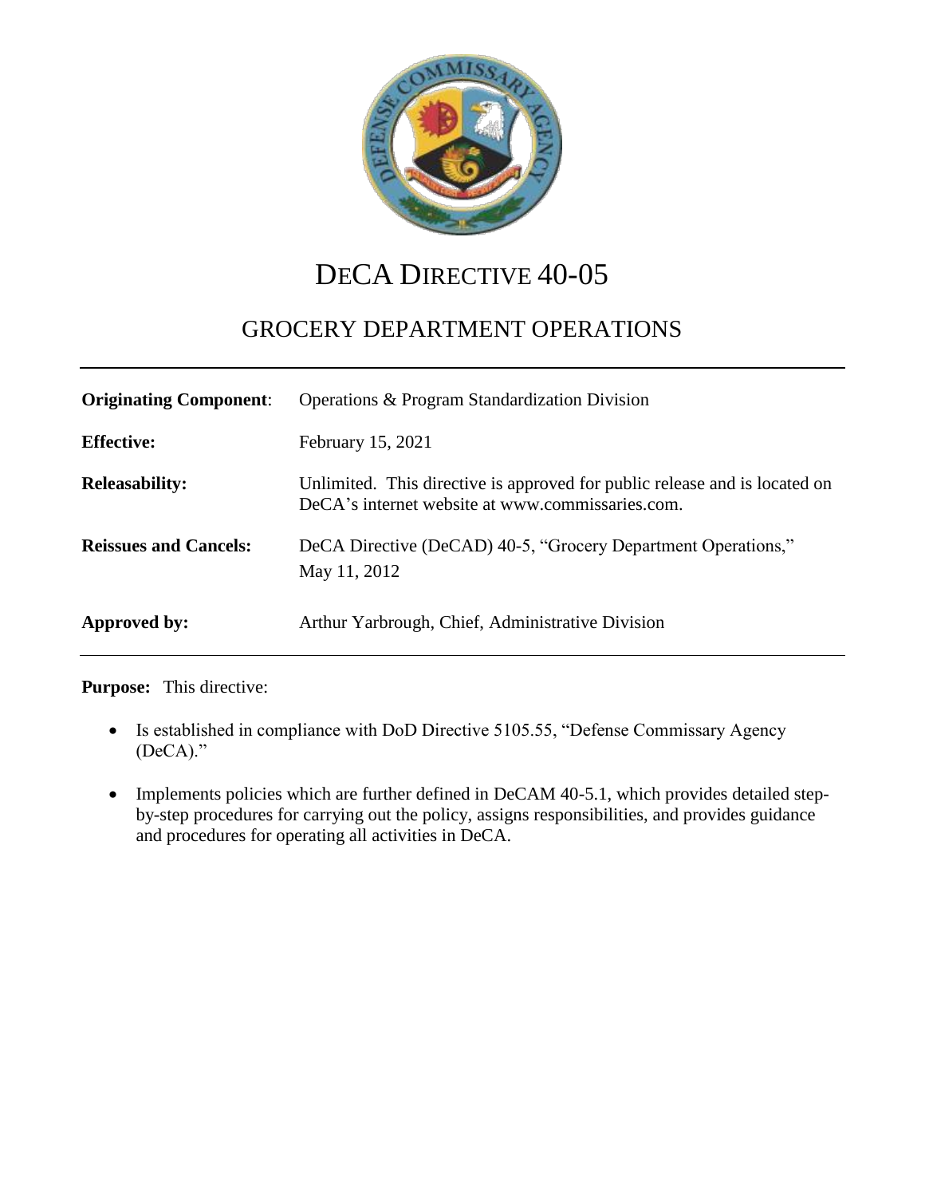# DeCA Directive 40-05

## GROCERY DEPARTMENT OPERATIONS

| | |
|---|---|
| **Originating Component**: | Operations & Program Standardization Division |
| **Effective:** | February 15, 2021 |
| **Releasability:** | Unlimited. This directive is approved for public release and is located on DeCA's internet website at www.commissaries.com. |
| **Reissues and Cancels:** | DeCA Directive (DeCAD) 40-5, "Grocery Department Operations," May 11, 2012 |
| **Approved by:** | Arthur Yarbrough, Chief, Administrative Division |

**Purpose:** This directive:

- Is established in compliance with DoD Directive 5105.55, "Defense Commissary Agency (DeCA)."
- Implements policies which are further defined in DeCAM 40-5.1, which provides detailed step-by-step procedures for carrying out the policy, assigns responsibilities, and provides guidance and procedures for operating all activities in DeCA.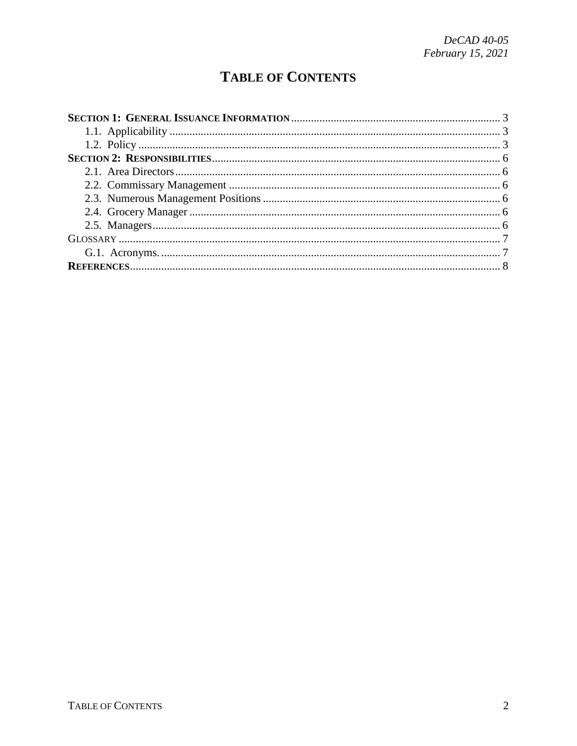# TABLE OF CONTENTS

**SECTION 1: GENERAL ISSUANCE INFORMATION** .......... 3
- 1.1. Applicability .......... 3
- 1.2. Policy .......... 3

**SECTION 2: RESPONSIBILITIES** .......... 6
- 2.1. Area Directors .......... 6
- 2.2. Commissary Management .......... 6
- 2.3. Numerous Management Positions .......... 6
- 2.4. Grocery Manager .......... 6
- 2.5. Managers .......... 6

GLOSSARY .......... 7
- G.1. Acronyms. .......... 7

**REFERENCES** .......... 8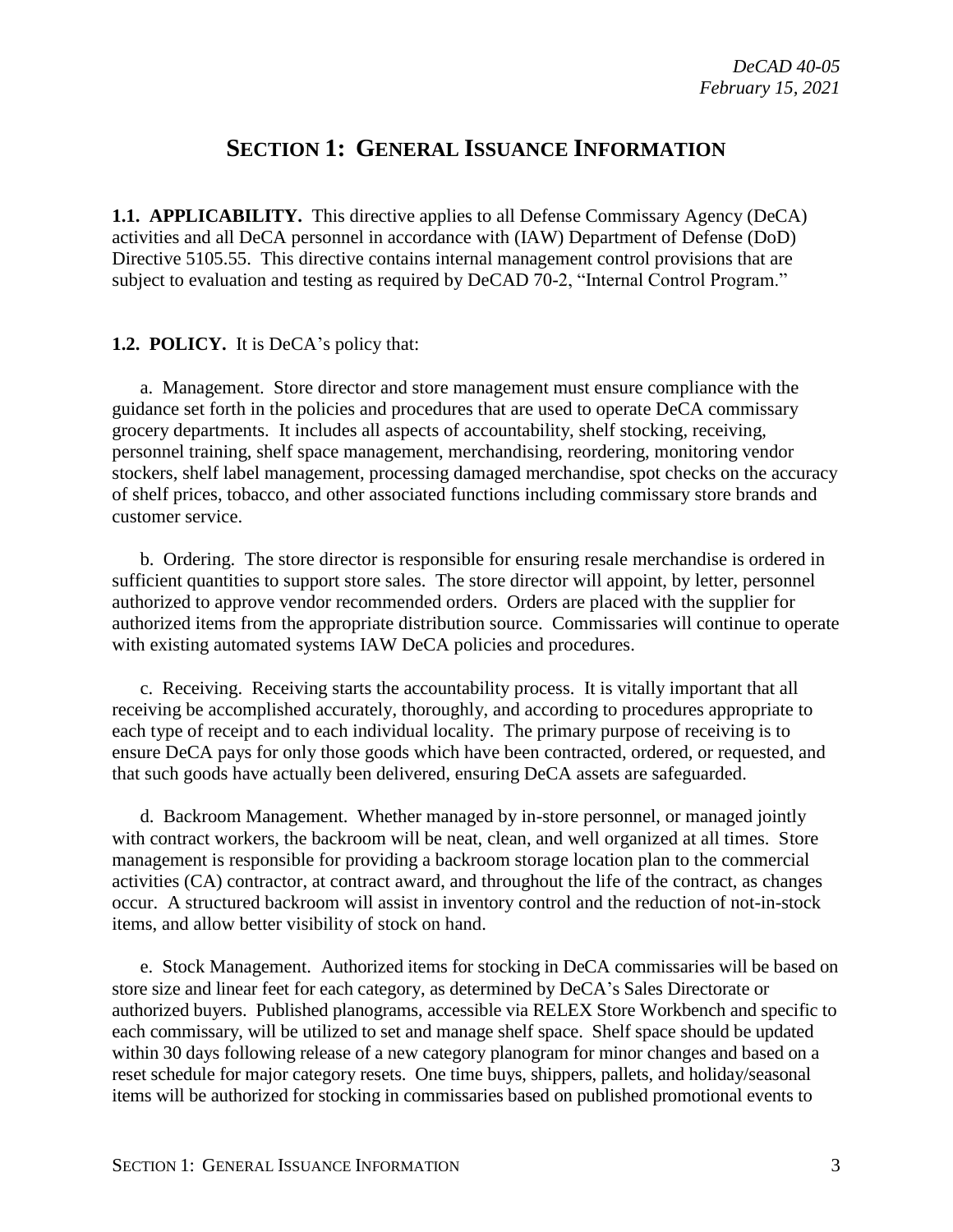# SECTION 1: GENERAL ISSUANCE INFORMATION

**1.1. APPLICABILITY.** This directive applies to all Defense Commissary Agency (DeCA) activities and all DeCA personnel in accordance with (IAW) Department of Defense (DoD) Directive 5105.55. This directive contains internal management control provisions that are subject to evaluation and testing as required by DeCAD 70-2, "Internal Control Program."

**1.2. POLICY.** It is DeCA's policy that:

a. Management. Store director and store management must ensure compliance with the guidance set forth in the policies and procedures that are used to operate DeCA commissary grocery departments. It includes all aspects of accountability, shelf stocking, receiving, personnel training, shelf space management, merchandising, reordering, monitoring vendor stockers, shelf label management, processing damaged merchandise, spot checks on the accuracy of shelf prices, tobacco, and other associated functions including commissary store brands and customer service.

b. Ordering. The store director is responsible for ensuring resale merchandise is ordered in sufficient quantities to support store sales. The store director will appoint, by letter, personnel authorized to approve vendor recommended orders. Orders are placed with the supplier for authorized items from the appropriate distribution source. Commissaries will continue to operate with existing automated systems IAW DeCA policies and procedures.

c. Receiving. Receiving starts the accountability process. It is vitally important that all receiving be accomplished accurately, thoroughly, and according to procedures appropriate to each type of receipt and to each individual locality. The primary purpose of receiving is to ensure DeCA pays for only those goods which have been contracted, ordered, or requested, and that such goods have actually been delivered, ensuring DeCA assets are safeguarded.

d. Backroom Management. Whether managed by in-store personnel, or managed jointly with contract workers, the backroom will be neat, clean, and well organized at all times. Store management is responsible for providing a backroom storage location plan to the commercial activities (CA) contractor, at contract award, and throughout the life of the contract, as changes occur. A structured backroom will assist in inventory control and the reduction of not-in-stock items, and allow better visibility of stock on hand.

e. Stock Management. Authorized items for stocking in DeCA commissaries will be based on store size and linear feet for each category, as determined by DeCA's Sales Directorate or authorized buyers. Published planograms, accessible via RELEX Store Workbench and specific to each commissary, will be utilized to set and manage shelf space. Shelf space should be updated within 30 days following release of a new category planogram for minor changes and based on a reset schedule for major category resets. One time buys, shippers, pallets, and holiday/seasonal items will be authorized for stocking in commissaries based on published promotional events to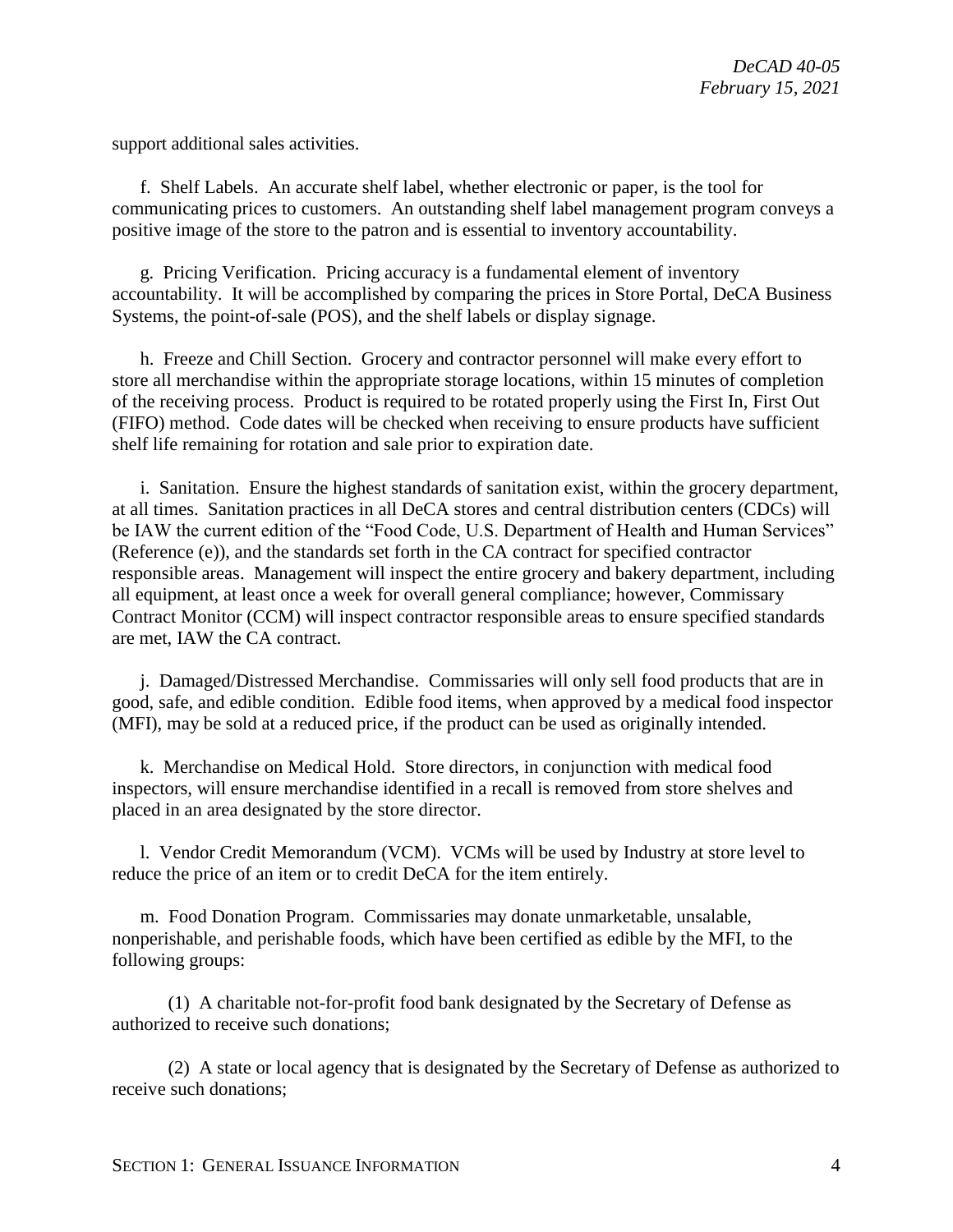support additional sales activities.

f. Shelf Labels. An accurate shelf label, whether electronic or paper, is the tool for communicating prices to customers. An outstanding shelf label management program conveys a positive image of the store to the patron and is essential to inventory accountability.

g. Pricing Verification. Pricing accuracy is a fundamental element of inventory accountability. It will be accomplished by comparing the prices in Store Portal, DeCA Business Systems, the point-of-sale (POS), and the shelf labels or display signage.

h. Freeze and Chill Section. Grocery and contractor personnel will make every effort to store all merchandise within the appropriate storage locations, within 15 minutes of completion of the receiving process. Product is required to be rotated properly using the First In, First Out (FIFO) method. Code dates will be checked when receiving to ensure products have sufficient shelf life remaining for rotation and sale prior to expiration date.

i. Sanitation. Ensure the highest standards of sanitation exist, within the grocery department, at all times. Sanitation practices in all DeCA stores and central distribution centers (CDCs) will be IAW the current edition of the "Food Code, U.S. Department of Health and Human Services" (Reference (e)), and the standards set forth in the CA contract for specified contractor responsible areas. Management will inspect the entire grocery and bakery department, including all equipment, at least once a week for overall general compliance; however, Commissary Contract Monitor (CCM) will inspect contractor responsible areas to ensure specified standards are met, IAW the CA contract.

j. Damaged/Distressed Merchandise. Commissaries will only sell food products that are in good, safe, and edible condition. Edible food items, when approved by a medical food inspector (MFI), may be sold at a reduced price, if the product can be used as originally intended.

k. Merchandise on Medical Hold. Store directors, in conjunction with medical food inspectors, will ensure merchandise identified in a recall is removed from store shelves and placed in an area designated by the store director.

l. Vendor Credit Memorandum (VCM). VCMs will be used by Industry at store level to reduce the price of an item or to credit DeCA for the item entirely.

m. Food Donation Program. Commissaries may donate unmarketable, unsalable, nonperishable, and perishable foods, which have been certified as edible by the MFI, to the following groups:

(1) A charitable not-for-profit food bank designated by the Secretary of Defense as authorized to receive such donations;

(2) A state or local agency that is designated by the Secretary of Defense as authorized to receive such donations;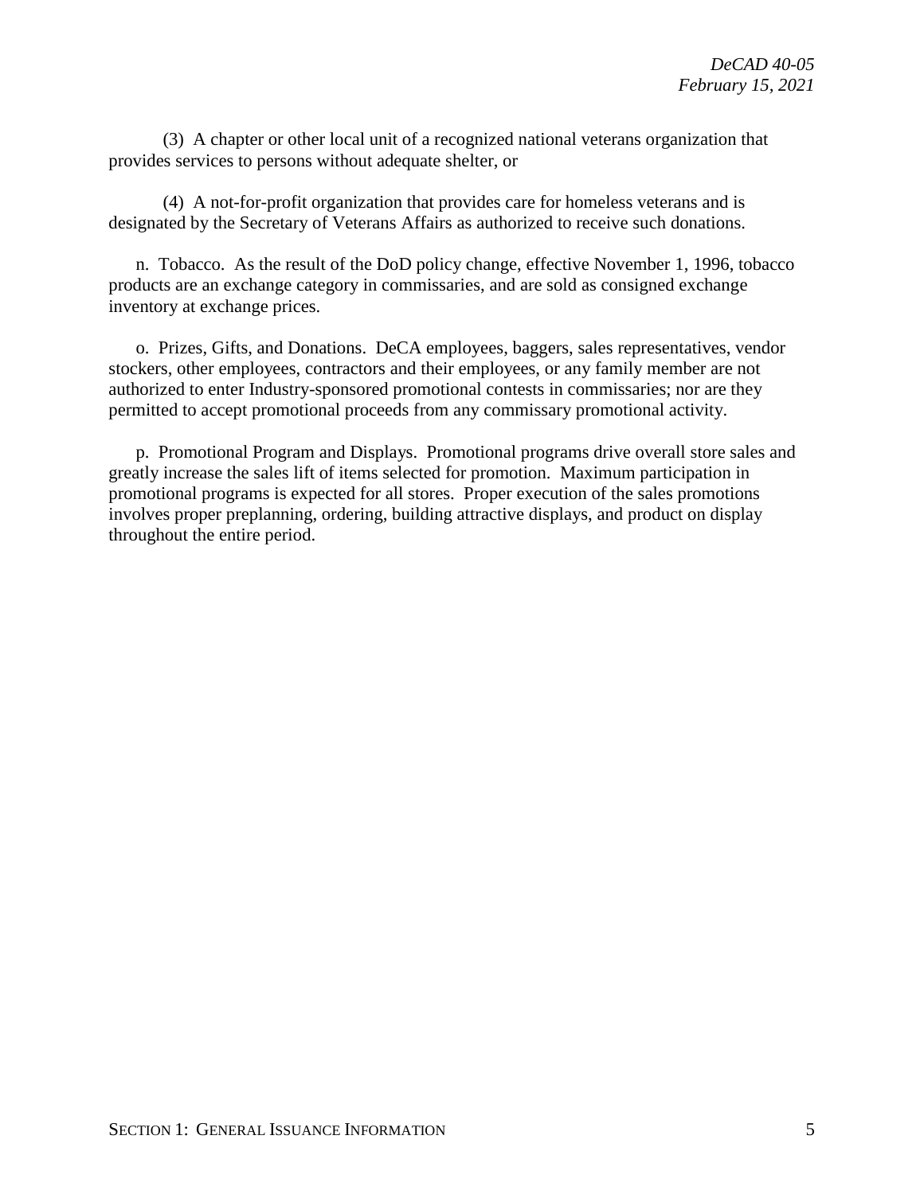(3) A chapter or other local unit of a recognized national veterans organization that provides services to persons without adequate shelter, or

(4) A not-for-profit organization that provides care for homeless veterans and is designated by the Secretary of Veterans Affairs as authorized to receive such donations.

n. Tobacco. As the result of the DoD policy change, effective November 1, 1996, tobacco products are an exchange category in commissaries, and are sold as consigned exchange inventory at exchange prices.

o. Prizes, Gifts, and Donations. DeCA employees, baggers, sales representatives, vendor stockers, other employees, contractors and their employees, or any family member are not authorized to enter Industry-sponsored promotional contests in commissaries; nor are they permitted to accept promotional proceeds from any commissary promotional activity.

p. Promotional Program and Displays. Promotional programs drive overall store sales and greatly increase the sales lift of items selected for promotion. Maximum participation in promotional programs is expected for all stores. Proper execution of the sales promotions involves proper preplanning, ordering, building attractive displays, and product on display throughout the entire period.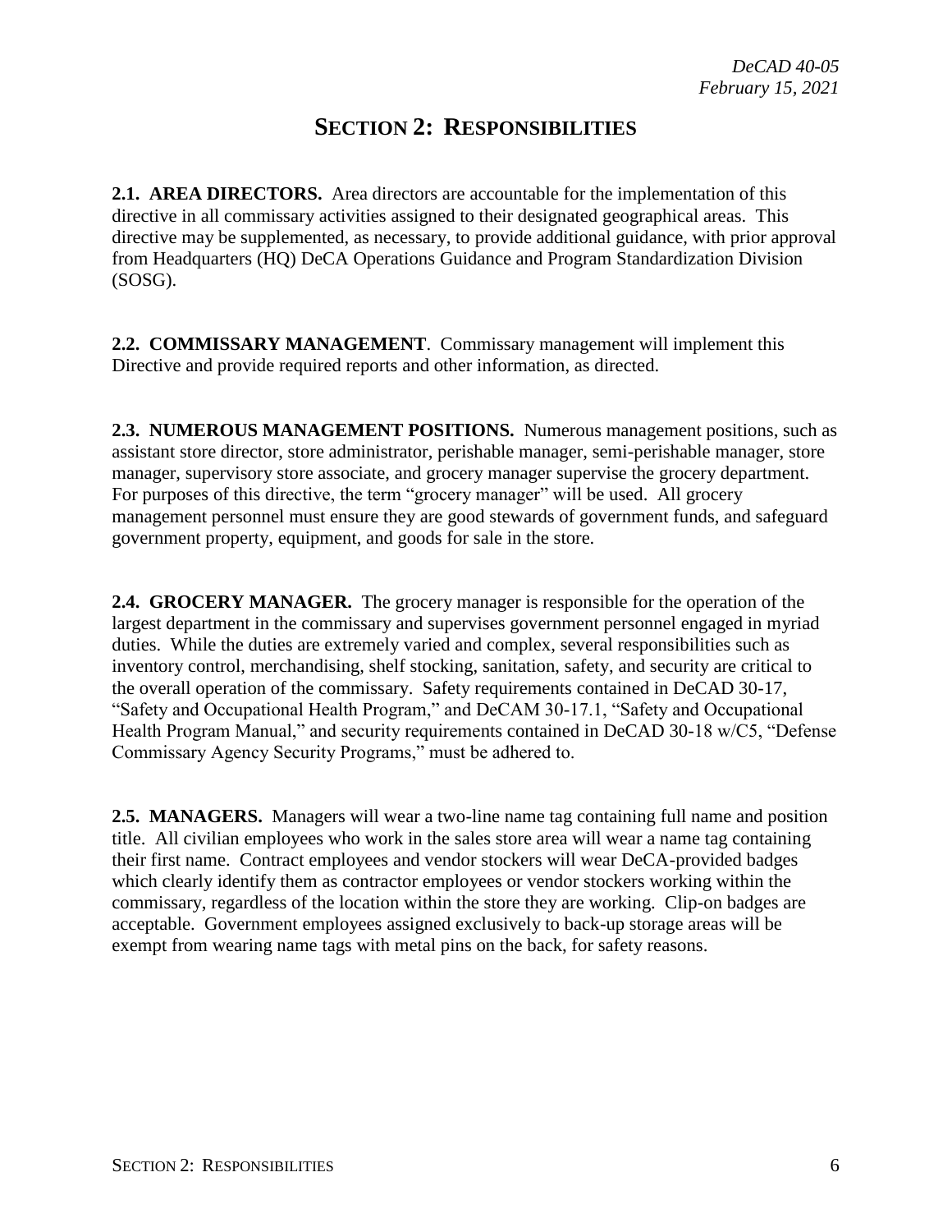# SECTION 2: RESPONSIBILITIES

**2.1. AREA DIRECTORS.** Area directors are accountable for the implementation of this directive in all commissary activities assigned to their designated geographical areas. This directive may be supplemented, as necessary, to provide additional guidance, with prior approval from Headquarters (HQ) DeCA Operations Guidance and Program Standardization Division (SOSG).

**2.2. COMMISSARY MANAGEMENT**. Commissary management will implement this Directive and provide required reports and other information, as directed.

**2.3. NUMEROUS MANAGEMENT POSITIONS.** Numerous management positions, such as assistant store director, store administrator, perishable manager, semi-perishable manager, store manager, supervisory store associate, and grocery manager supervise the grocery department. For purposes of this directive, the term "grocery manager" will be used. All grocery management personnel must ensure they are good stewards of government funds, and safeguard government property, equipment, and goods for sale in the store.

**2.4. GROCERY MANAGER.** The grocery manager is responsible for the operation of the largest department in the commissary and supervises government personnel engaged in myriad duties. While the duties are extremely varied and complex, several responsibilities such as inventory control, merchandising, shelf stocking, sanitation, safety, and security are critical to the overall operation of the commissary. Safety requirements contained in DeCAD 30-17, "Safety and Occupational Health Program," and DeCAM 30-17.1, "Safety and Occupational Health Program Manual," and security requirements contained in DeCAD 30-18 w/C5, "Defense Commissary Agency Security Programs," must be adhered to.

**2.5. MANAGERS.** Managers will wear a two-line name tag containing full name and position title. All civilian employees who work in the sales store area will wear a name tag containing their first name. Contract employees and vendor stockers will wear DeCA-provided badges which clearly identify them as contractor employees or vendor stockers working within the commissary, regardless of the location within the store they are working. Clip-on badges are acceptable. Government employees assigned exclusively to back-up storage areas will be exempt from wearing name tags with metal pins on the back, for safety reasons.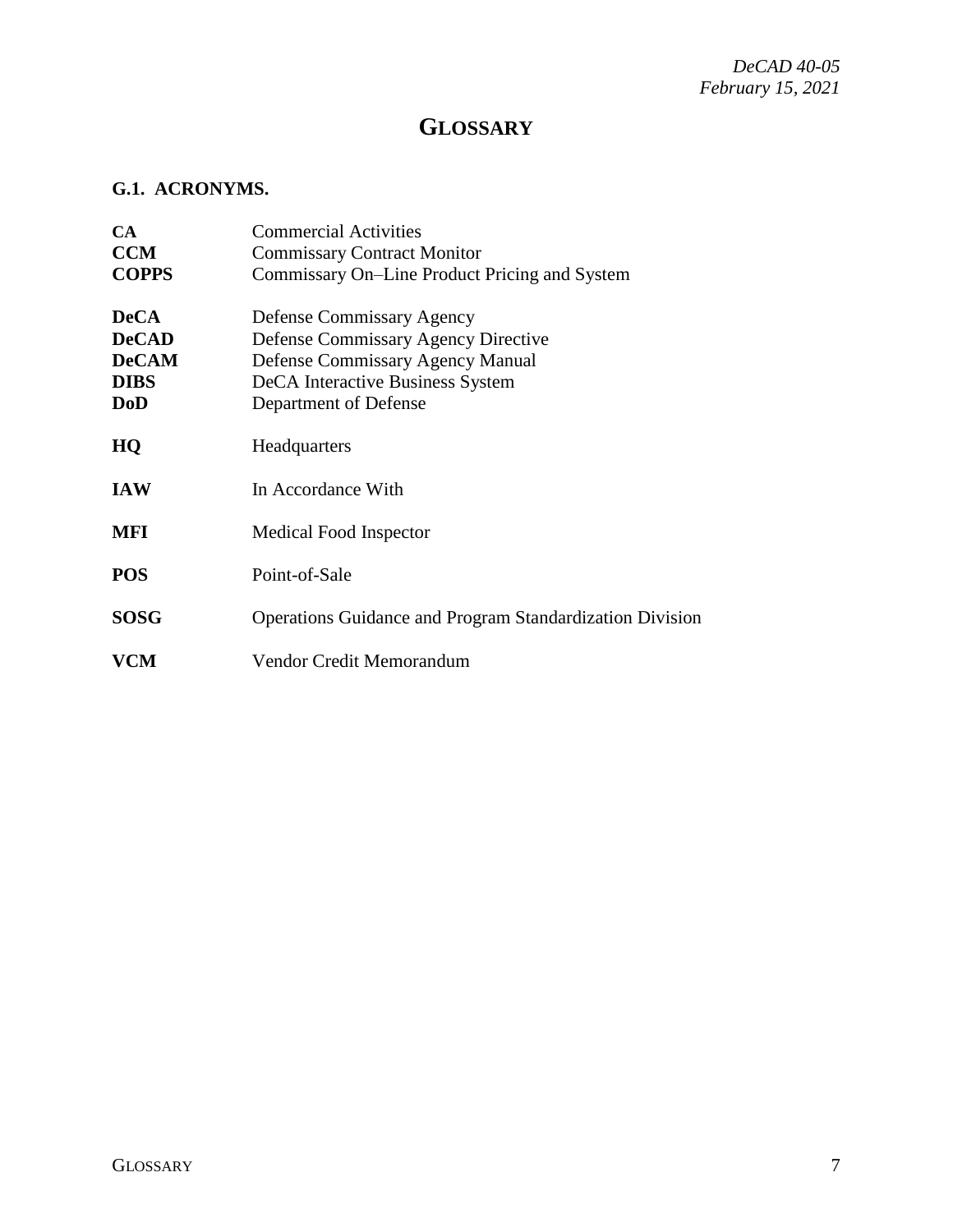# GLOSSARY

## G.1. ACRONYMS.

| | |
|---|---|
| **CA** | Commercial Activities |
| **CCM** | Commissary Contract Monitor |
| **COPPS** | Commissary On–Line Product Pricing and System |
| **DeCA** | Defense Commissary Agency |
| **DeCAD** | Defense Commissary Agency Directive |
| **DeCAM** | Defense Commissary Agency Manual |
| **DIBS** | DeCA Interactive Business System |
| **DoD** | Department of Defense |
| **HQ** | Headquarters |
| **IAW** | In Accordance With |
| **MFI** | Medical Food Inspector |
| **POS** | Point-of-Sale |
| **SOSG** | Operations Guidance and Program Standardization Division |
| **VCM** | Vendor Credit Memorandum |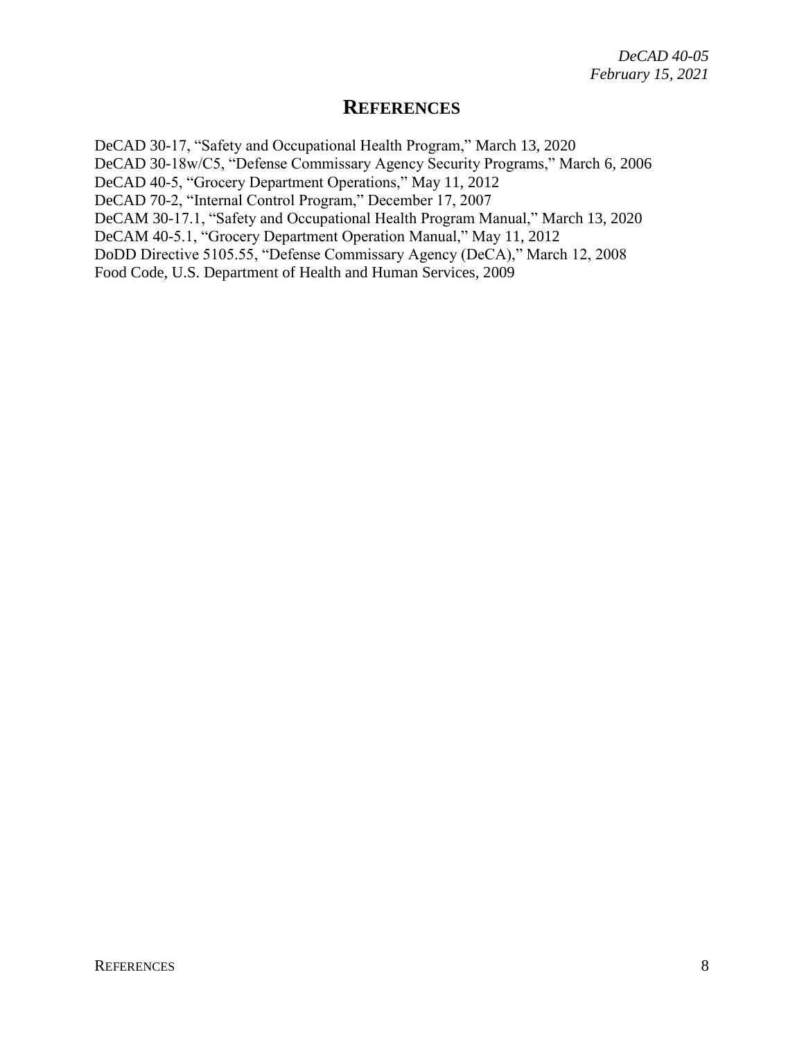# REFERENCES

DeCAD 30-17, "Safety and Occupational Health Program," March 13, 2020
DeCAD 30-18w/C5, "Defense Commissary Agency Security Programs," March 6, 2006
DeCAD 40-5, "Grocery Department Operations," May 11, 2012
DeCAD 70-2, "Internal Control Program," December 17, 2007
DeCAM 30-17.1, "Safety and Occupational Health Program Manual," March 13, 2020
DeCAM 40-5.1, "Grocery Department Operation Manual," May 11, 2012
DoDD Directive 5105.55, "Defense Commissary Agency (DeCA)," March 12, 2008
Food Code, U.S. Department of Health and Human Services, 2009